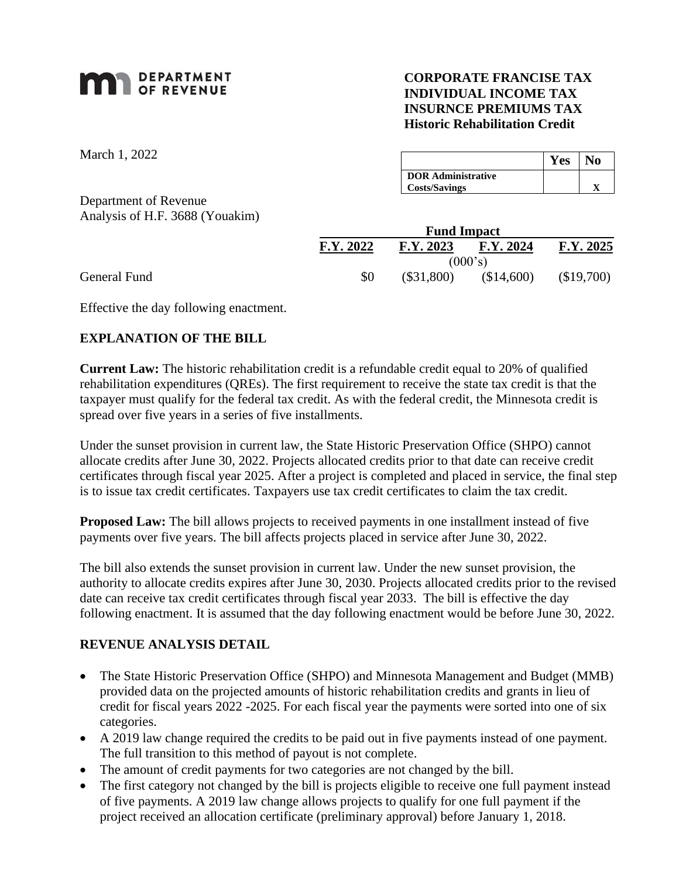**MN DEPARTMENT OF REVENUE**

**CORPORATE FRANCISE TAX**
**INDIVIDUAL INCOME TAX**
**INSURNCE PREMIUMS TAX**
**Historic Rehabilitation Credit**

March 1, 2022

| | Yes | No |
|---|---|---|
| **DOR Administrative Costs/Savings** | | X |

Department of Revenue
Analysis of H.F. 3688 (Youakim)

| | Fund Impact | | | |
|---|---|---|---|---|
| | **F.Y. 2022** | **F.Y. 2023** | **F.Y. 2024** | **F.Y. 2025** |
| | | (000's) | | |
| General Fund | $0 | ($31,800) | ($14,600) | ($19,700) |

Effective the day following enactment.

## EXPLANATION OF THE BILL

**Current Law:** The historic rehabilitation credit is a refundable credit equal to 20% of qualified rehabilitation expenditures (QREs). The first requirement to receive the state tax credit is that the taxpayer must qualify for the federal tax credit. As with the federal credit, the Minnesota credit is spread over five years in a series of five installments.

Under the sunset provision in current law, the State Historic Preservation Office (SHPO) cannot allocate credits after June 30, 2022. Projects allocated credits prior to that date can receive credit certificates through fiscal year 2025. After a project is completed and placed in service, the final step is to issue tax credit certificates. Taxpayers use tax credit certificates to claim the tax credit.

**Proposed Law:** The bill allows projects to received payments in one installment instead of five payments over five years. The bill affects projects placed in service after June 30, 2022.

The bill also extends the sunset provision in current law. Under the new sunset provision, the authority to allocate credits expires after June 30, 2030. Projects allocated credits prior to the revised date can receive tax credit certificates through fiscal year 2033. The bill is effective the day following enactment. It is assumed that the day following enactment would be before June 30, 2022.

## REVENUE ANALYSIS DETAIL

- The State Historic Preservation Office (SHPO) and Minnesota Management and Budget (MMB) provided data on the projected amounts of historic rehabilitation credits and grants in lieu of credit for fiscal years 2022 -2025. For each fiscal year the payments were sorted into one of six categories.
- A 2019 law change required the credits to be paid out in five payments instead of one payment. The full transition to this method of payout is not complete.
- The amount of credit payments for two categories are not changed by the bill.
- The first category not changed by the bill is projects eligible to receive one full payment instead of five payments. A 2019 law change allows projects to qualify for one full payment if the project received an allocation certificate (preliminary approval) before January 1, 2018.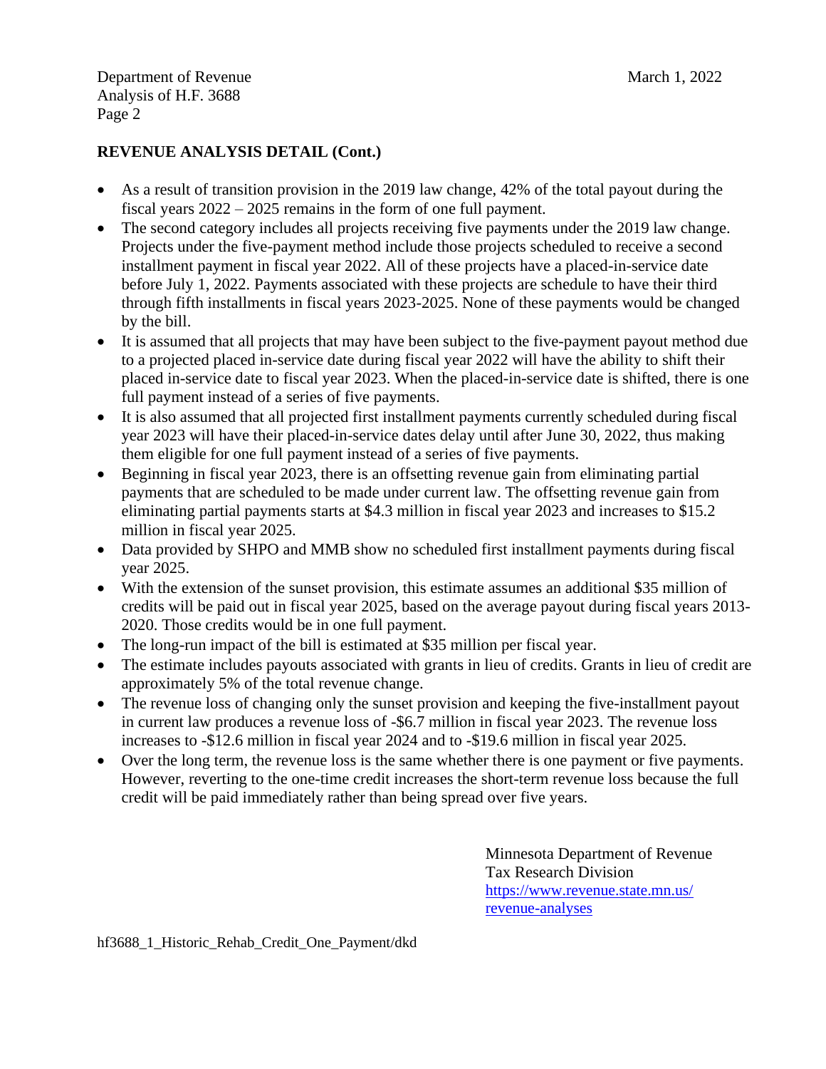## REVENUE ANALYSIS DETAIL (Cont.)

- As a result of transition provision in the 2019 law change, 42% of the total payout during the fiscal years 2022 – 2025 remains in the form of one full payment.
- The second category includes all projects receiving five payments under the 2019 law change. Projects under the five-payment method include those projects scheduled to receive a second installment payment in fiscal year 2022. All of these projects have a placed-in-service date before July 1, 2022. Payments associated with these projects are schedule to have their third through fifth installments in fiscal years 2023-2025. None of these payments would be changed by the bill.
- It is assumed that all projects that may have been subject to the five-payment payout method due to a projected placed in-service date during fiscal year 2022 will have the ability to shift their placed in-service date to fiscal year 2023. When the placed-in-service date is shifted, there is one full payment instead of a series of five payments.
- It is also assumed that all projected first installment payments currently scheduled during fiscal year 2023 will have their placed-in-service dates delay until after June 30, 2022, thus making them eligible for one full payment instead of a series of five payments.
- Beginning in fiscal year 2023, there is an offsetting revenue gain from eliminating partial payments that are scheduled to be made under current law. The offsetting revenue gain from eliminating partial payments starts at $4.3 million in fiscal year 2023 and increases to $15.2 million in fiscal year 2025.
- Data provided by SHPO and MMB show no scheduled first installment payments during fiscal year 2025.
- With the extension of the sunset provision, this estimate assumes an additional $35 million of credits will be paid out in fiscal year 2025, based on the average payout during fiscal years 2013-2020. Those credits would be in one full payment.
- The long-run impact of the bill is estimated at $35 million per fiscal year.
- The estimate includes payouts associated with grants in lieu of credits. Grants in lieu of credit are approximately 5% of the total revenue change.
- The revenue loss of changing only the sunset provision and keeping the five-installment payout in current law produces a revenue loss of -$6.7 million in fiscal year 2023. The revenue loss increases to -$12.6 million in fiscal year 2024 and to -$19.6 million in fiscal year 2025.
- Over the long term, the revenue loss is the same whether there is one payment or five payments. However, reverting to the one-time credit increases the short-term revenue loss because the full credit will be paid immediately rather than being spread over five years.

Minnesota Department of Revenue
Tax Research Division
[https://www.revenue.state.mn.us/revenue-analyses](https://www.revenue.state.mn.us/revenue-analyses)

hf3688_1_Historic_Rehab_Credit_One_Payment/dkd